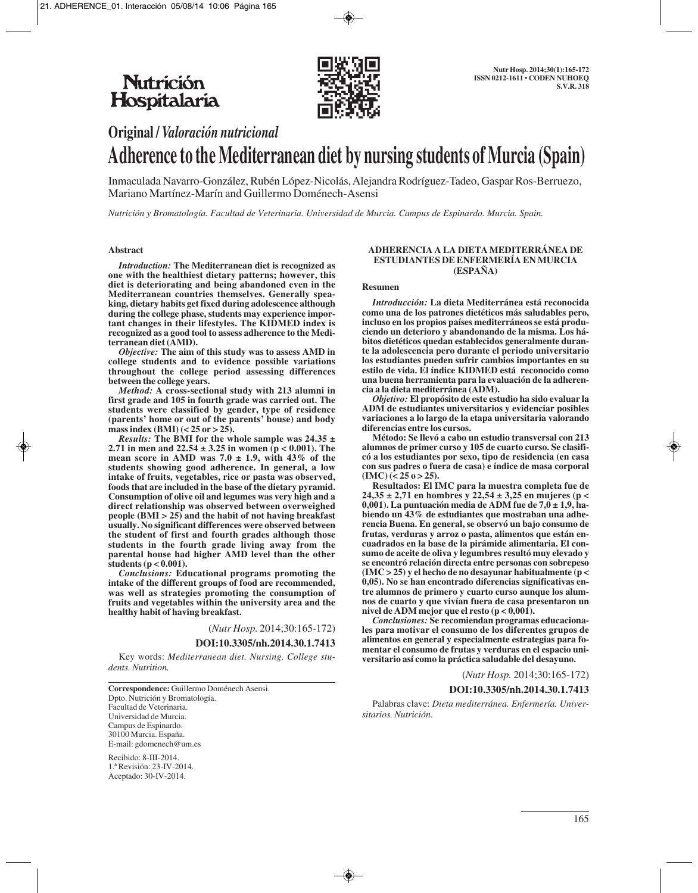**Original / *Valoración nutricional***

# Adherence to the Mediterranean diet by nursing students of Murcia (Spain)

Inmaculada Navarro-González, Rubén López-Nicolás, Alejandra Rodríguez-Tadeo, Gaspar Ros-Berruezo, Mariano Martínez-Marín and Guillermo Doménech-Asensi

*Nutrición y Bromatología. Facultad de Veterinaria. Universidad de Murcia. Campus de Espinardo. Murcia. Spain.*

## Abstract

***Introduction:*** **The Mediterranean diet is recognized as one with the healthiest dietary patterns; however, this diet is deteriorating and being abandoned even in the Mediterranean countries themselves. Generally speaking, dietary habits get fixed during adolescence although during the college phase, students may experience important changes in their lifestyles. The KIDMED index is recognized as a good tool to assess adherence to the Mediterranean diet (AMD).**

***Objective:*** **The aim of this study was to assess AMD in college students and to evidence possible variations throughout the college period assessing differences between the college years.**

***Method:*** **A cross-sectional study with 213 alumni in first grade and 105 in fourth grade was carried out. The students were classified by gender, type of residence (parents' home or out of the parents' house) and body mass index (BMI) (< 25 or > 25).**

***Results:*** **The BMI for the whole sample was 24.35 ± 2.71 in men and 22.54 ± 3.25 in women ($p < 0.001$). The mean score in AMD was 7.0 ± 1.9, with 43% of the students showing good adherence. In general, a low intake of fruits, vegetables, rice or pasta was observed, foods that are included in the base of the dietary pyramid. Consumption of olive oil and legumes was very high and a direct relationship was observed between overweighed people (BMI > 25) and the habit of not having breakfast usually. No significant differences were observed between the student of first and fourth grades although those students in the fourth grade living away from the parental house had higher AMD level than the other students ($p < 0.001$).**

***Conclusions:*** **Educational programs promoting the intake of the different groups of food are recommended, was well as strategies promoting the consumption of fruits and vegetables within the university area and the healthy habit of having breakfast.**

(*Nutr Hosp.* 2014;30:165-172)

**DOI:10.3305/nh.2014.30.1.7413**

Key words: *Mediterranean diet. Nursing. College students. Nutrition.*

**ADHERENCIA A LA DIETA MEDITERRÁNEA DE ESTUDIANTES DE ENFERMERÍA EN MURCIA (ESPAÑA)**

## Resumen

***Introducción:*** **La dieta Mediterránea está reconocida como una de los patrones dietéticos más saludables pero, incluso en los propios países mediterráneos se está produciendo un deterioro y abandonando de la misma. Los hábitos dietéticos quedan establecidos generalmente durante la adolescencia pero durante el periodo universitario los estudiantes pueden sufrir cambios importantes en su estilo de vida. El índice KIDMED está reconocido como una buena herramienta para la evaluación de la adherencia a la dieta mediterránea (ADM).**

***Objetivo:*** **El propósito de este estudio ha sido evaluar la ADM de estudiantes universitarios y evidenciar posibles variaciones a lo largo de la etapa universitaria valorando diferencias entre los cursos.**

**Método: Se llevó a cabo un estudio transversal con 213 alumnos de primer curso y 105 de cuarto curso. Se clasificó a los estudiantes por sexo, tipo de residencia (en casa con sus padres o fuera de casa) e índice de masa corporal (IMC) (< 25 o > 25).**

**Resultados: El IMC para la muestra completa fue de 24,35 ± 2,71 en hombres y 22,54 ± 3,25 en mujeres ($p < 0,001$). La puntuación media de ADM fue de 7,0 ± 1,9, habiendo un 43% de estudiantes que mostraban una adherencia Buena. En general, se observó un bajo consumo de frutas, verduras y arroz o pasta, alimentos que están encuadrados en la base de la pirámide alimentaria. El consumo de aceite de oliva y legumbres resultó muy elevado y se encontró relación directa entre personas con sobrepeso (IMC > 25) y el hecho de no desayunar habitualmente ($p < 0,05$). No se han encontrado diferencias significativas entre alumnos de primero y cuarto curso aunque los alumnos de cuarto y que vivían fuera de casa presentaron un nivel de ADM mejor que el resto ($p < 0,001$).**

***Conclusiones:*** **Se recomiendan programas educacionales para motivar el consumo de los diferentes grupos de alimentos en general y especialmente estrategias para fomentar el consumo de frutas y verduras en el espacio universitario así como la práctica saludable del desayuno.**

(*Nutr Hosp.* 2014;30:165-172)

**DOI:10.3305/nh.2014.30.1.7413**

Palabras clave: *Dieta mediterránea. Enfermería. Universitarios. Nutrición.*

---

**Correspondence:** Guillermo Doménech Asensi.
Dpto. Nutrición y Bromatología.
Facultad de Veterinaria.
Universidad de Murcia.
Campus de Espinardo.
30100 Murcia. España.
E-mail: gdomenech@um.es

Recibido: 8-III-2014.
1.ª Revisión: 23-IV-2014.
Aceptado: 30-IV-2014.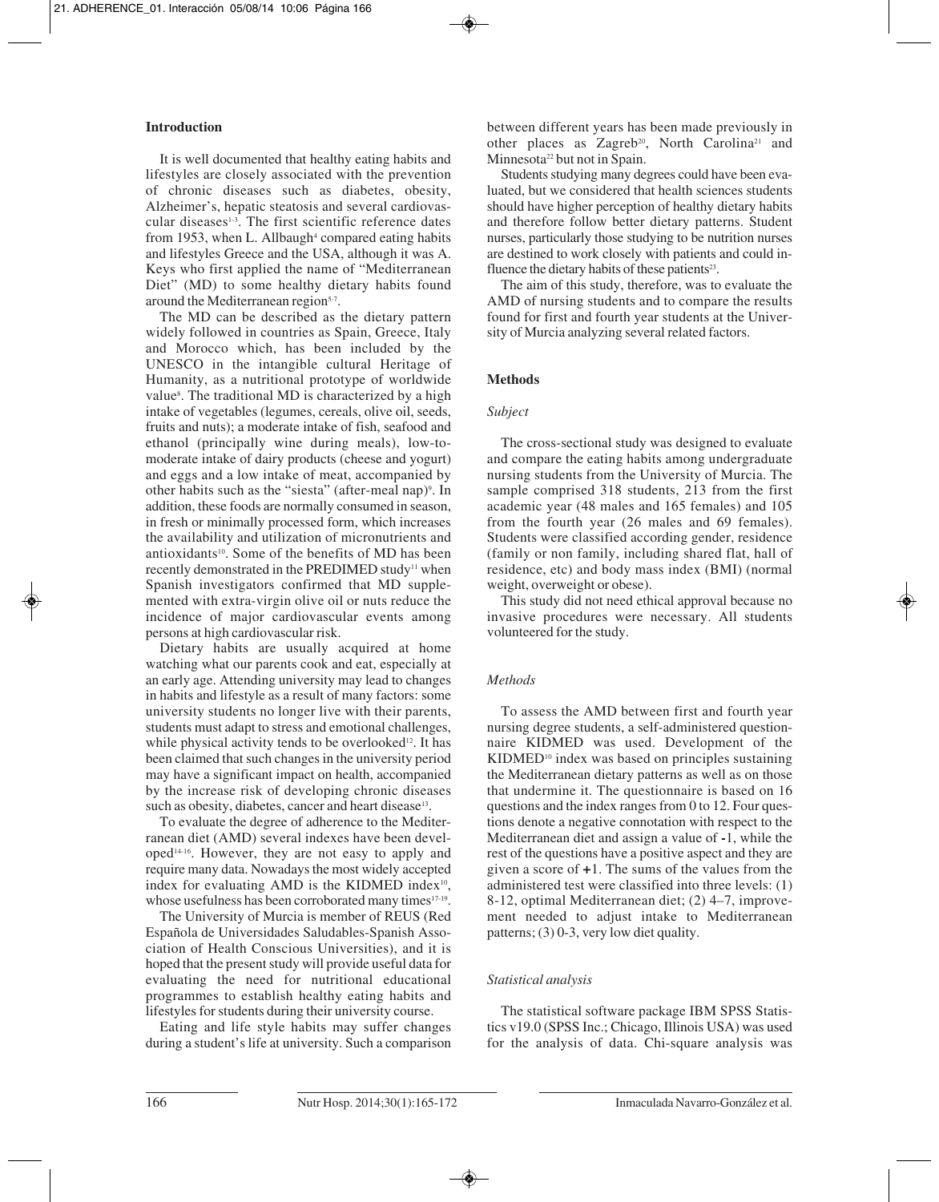## Introduction

It is well documented that healthy eating habits and lifestyles are closely associated with the prevention of chronic diseases such as diabetes, obesity, Alzheimer's, hepatic steatosis and several cardiovascular diseases[1-3]. The first scientific reference dates from 1953, when L. Allbaugh[4] compared eating habits and lifestyles Greece and the USA, although it was A. Keys who first applied the name of "Mediterranean Diet" (MD) to some healthy dietary habits found around the Mediterranean region[5-7].

The MD can be described as the dietary pattern widely followed in countries as Spain, Greece, Italy and Morocco which, has been included by the UNESCO in the intangible cultural Heritage of Humanity, as a nutritional prototype of worldwide value[8]. The traditional MD is characterized by a high intake of vegetables (legumes, cereals, olive oil, seeds, fruits and nuts); a moderate intake of fish, seafood and ethanol (principally wine during meals), low-to-moderate intake of dairy products (cheese and yogurt) and eggs and a low intake of meat, accompanied by other habits such as the "siesta" (after-meal nap)[9]. In addition, these foods are normally consumed in season, in fresh or minimally processed form, which increases the availability and utilization of micronutrients and antioxidants[10]. Some of the benefits of MD has been recently demonstrated in the PREDIMED study[11] when Spanish investigators confirmed that MD supplemented with extra-virgin olive oil or nuts reduce the incidence of major cardiovascular events among persons at high cardiovascular risk.

Dietary habits are usually acquired at home watching what our parents cook and eat, especially at an early age. Attending university may lead to changes in habits and lifestyle as a result of many factors: some university students no longer live with their parents, students must adapt to stress and emotional challenges, while physical activity tends to be overlooked[12]. It has been claimed that such changes in the university period may have a significant impact on health, accompanied by the increase risk of developing chronic diseases such as obesity, diabetes, cancer and heart disease[13].

To evaluate the degree of adherence to the Mediterranean diet (AMD) several indexes have been developed[14-16]. However, they are not easy to apply and require many data. Nowadays the most widely accepted index for evaluating AMD is the KIDMED index[10], whose usefulness has been corroborated many times[17-19].

The University of Murcia is member of REUS (Red Española de Universidades Saludables-Spanish Association of Health Conscious Universities), and it is hoped that the present study will provide useful data for evaluating the need for nutritional educational programmes to establish healthy eating habits and lifestyles for students during their university course.

Eating and life style habits may suffer changes during a student's life at university. Such a comparison between different years has been made previously in other places as Zagreb[20], North Carolina[21] and Minnesota[22] but not in Spain.

Students studying many degrees could have been evaluated, but we considered that health sciences students should have higher perception of healthy dietary habits and therefore follow better dietary patterns. Student nurses, particularly those studying to be nutrition nurses are destined to work closely with patients and could influence the dietary habits of these patients[23].

The aim of this study, therefore, was to evaluate the AMD of nursing students and to compare the results found for first and fourth year students at the University of Murcia analyzing several related factors.

## Methods

### *Subject*

The cross-sectional study was designed to evaluate and compare the eating habits among undergraduate nursing students from the University of Murcia. The sample comprised 318 students, 213 from the first academic year (48 males and 165 females) and 105 from the fourth year (26 males and 69 females). Students were classified according gender, residence (family or non family, including shared flat, hall of residence, etc) and body mass index (BMI) (normal weight, overweight or obese).

This study did not need ethical approval because no invasive procedures were necessary. All students volunteered for the study.

### *Methods*

To assess the AMD between first and fourth year nursing degree students, a self-administered questionnaire KIDMED was used. Development of the KIDMED[10] index was based on principles sustaining the Mediterranean dietary patterns as well as on those that undermine it. The questionnaire is based on 16 questions and the index ranges from 0 to 12. Four questions denote a negative connotation with respect to the Mediterranean diet and assign a value of -1, while the rest of the questions have a positive aspect and they are given a score of +1. The sums of the values from the administered test were classified into three levels: (1) 8-12, optimal Mediterranean diet; (2) 4–7, improvement needed to adjust intake to Mediterranean patterns; (3) 0-3, very low diet quality.

### *Statistical analysis*

The statistical software package IBM SPSS Statistics v19.0 (SPSS Inc.; Chicago, Illinois USA) was used for the analysis of data. Chi-square analysis was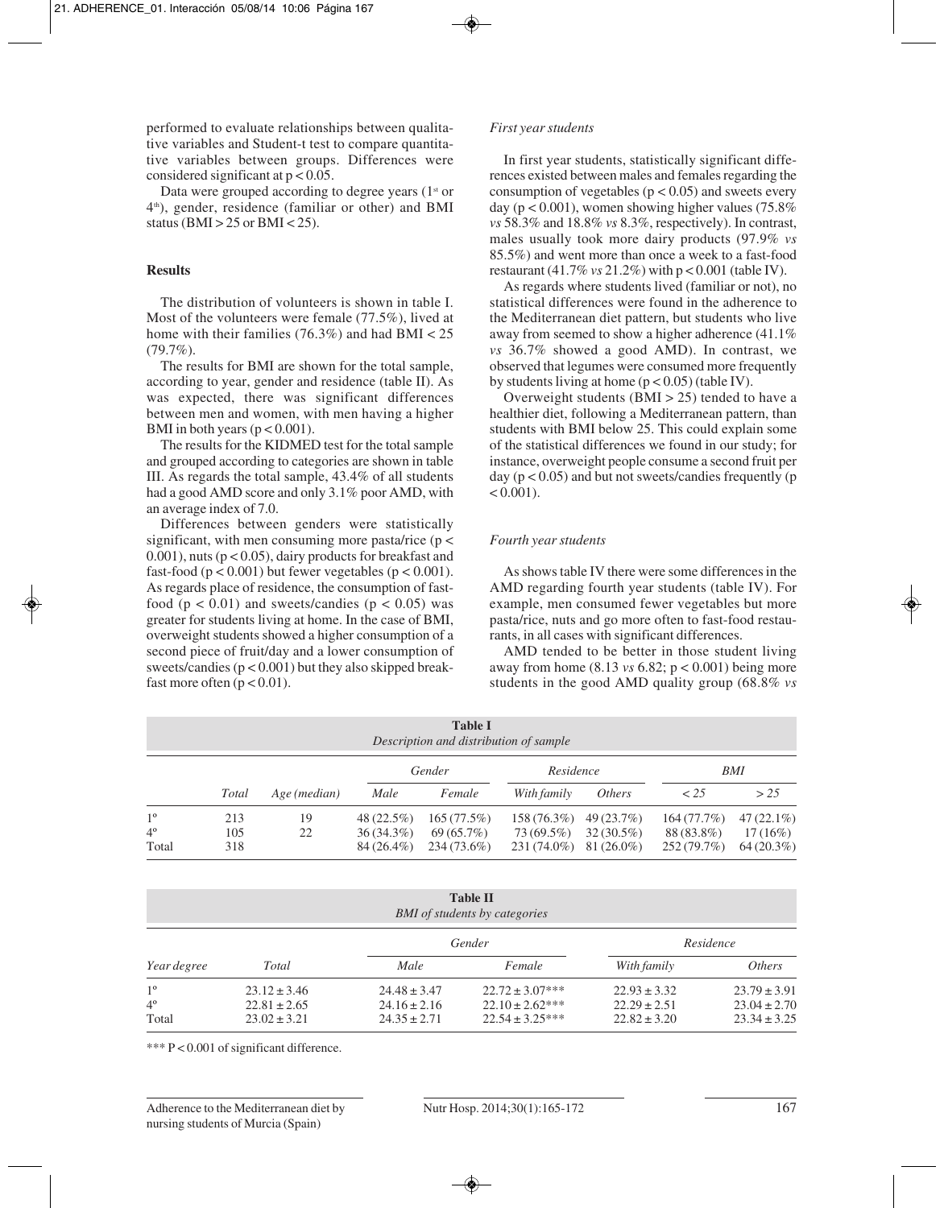performed to evaluate relationships between qualitative variables and Student-t test to compare quantitative variables between groups. Differences were considered significant at $p < 0.05$.

Data were grouped according to degree years (1st or 4th), gender, residence (familiar or other) and BMI status (BMI > 25 or BMI < 25).

## Results

The distribution of volunteers is shown in table I. Most of the volunteers were female (77.5%), lived at home with their families (76.3%) and had BMI < 25 (79.7%).

The results for BMI are shown for the total sample, according to year, gender and residence (table II). As was expected, there was significant differences between men and women, with men having a higher BMI in both years ($p < 0.001$).

The results for the KIDMED test for the total sample and grouped according to categories are shown in table III. As regards the total sample, 43.4% of all students had a good AMD score and only 3.1% poor AMD, with an average index of 7.0.

Differences between genders were statistically significant, with men consuming more pasta/rice ($p < 0.001$), nuts ($p < 0.05$), dairy products for breakfast and fast-food ($p < 0.001$) but fewer vegetables ($p < 0.001$). As regards place of residence, the consumption of fast-food ($p < 0.01$) and sweets/candies ($p < 0.05$) was greater for students living at home. In the case of BMI, overweight students showed a higher consumption of a second piece of fruit/day and a lower consumption of sweets/candies ($p < 0.001$) but they also skipped breakfast more often ($p < 0.01$).

### *First year students*

In first year students, statistically significant differences existed between males and females regarding the consumption of vegetables ($p < 0.05$) and sweets every day ($p < 0.001$), women showing higher values (75.8% *vs* 58.3% and 18.8% *vs* 8.3%, respectively). In contrast, males usually took more dairy products (97.9% *vs* 85.5%) and went more than once a week to a fast-food restaurant (41.7% *vs* 21.2%) with $p < 0.001$ (table IV).

As regards where students lived (familiar or not), no statistical differences were found in the adherence to the Mediterranean diet pattern, but students who live away from seemed to show a higher adherence (41.1% *vs* 36.7% showed a good AMD). In contrast, we observed that legumes were consumed more frequently by students living at home ($p < 0.05$) (table IV).

Overweight students (BMI > 25) tended to have a healthier diet, following a Mediterranean pattern, than students with BMI below 25. This could explain some of the statistical differences we found in our study; for instance, overweight people consume a second fruit per day ($p < 0.05$) and but not sweets/candies frequently ($p < 0.001$).

### *Fourth year students*

As shows table IV there were some differences in the AMD regarding fourth year students (table IV). For example, men consumed fewer vegetables but more pasta/rice, nuts and go more often to fast-food restaurants, in all cases with significant differences.

AMD tended to be better in those student living away from home (8.13 *vs* 6.82; $p < 0.001$) being more students in the good AMD quality group (68.8% *vs*

**Table I**
*Description and distribution of sample*

| | Total | Age (median) | Gender | | Residence | | BMI | |
|---|---|---|---|---|---|---|---|---|
| | | | Male | Female | With family | Others | < 25 | > 25 |
| 1º | 213 | 19 | 48 (22.5%) | 165 (77.5%) | 158 (76.3%) | 49 (23.7%) | 164 (77.7%) | 47 (22.1%) |
| 4º | 105 | 22 | 36 (34.3%) | 69 (65.7%) | 73 (69.5%) | 32 (30.5%) | 88 (83.8%) | 17 (16%) |
| Total | 318 | | 84 (26.4%) | 234 (73.6%) | 231 (74.0%) | 81 (26.0%) | 252 (79.7%) | 64 (20.3%) |

**Table II**
*BMI of students by categories*

| Year degree | Total | Gender | | Residence | |
|---|---|---|---|---|---|
| | | Male | Female | With family | Others |
| 1º | 23.12 ± 3.46 | 24.48 ± 3.47 | 22.72 ± 3.07*** | 22.93 ± 3.32 | 23.79 ± 3.91 |
| 4º | 22.81 ± 2.65 | 24.16 ± 2.16 | 22.10 ± 2.62*** | 22.29 ± 2.51 | 23.04 ± 2.70 |
| Total | 23.02 ± 3.21 | 24.35 ± 2.71 | 22.54 ± 3.25*** | 22.82 ± 3.20 | 23.34 ± 3.25 |

*** $P < 0.001$ of significant difference.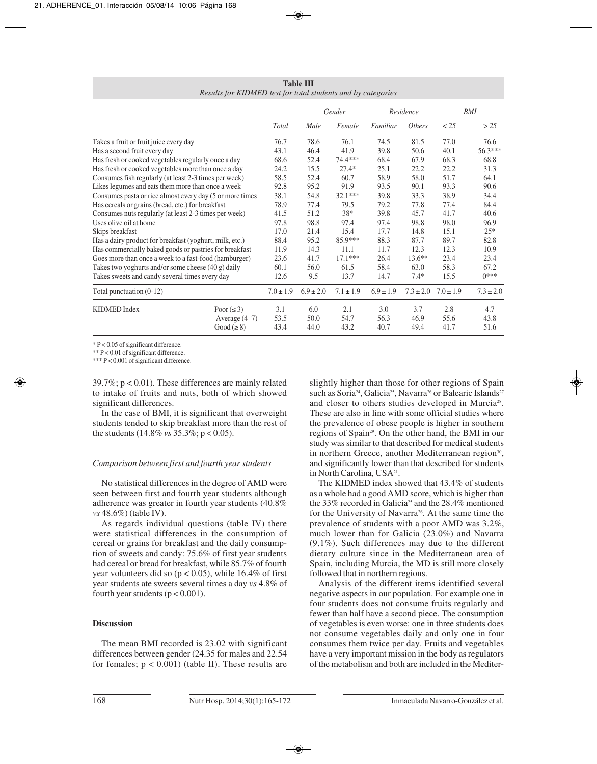**Table III**
*Results for KIDMED test for total students and by categories*

| | | Total | Gender | | Residence | | BMI | |
|---|---|---|---|---|---|---|---|---|
| | | | *Male* | *Female* | *Familiar* | *Others* | *< 25* | *> 25* |
| Takes a fruit or fruit juice every day | | 76.7 | 78.6 | 76.1 | 74.5 | 81.5 | 77.0 | 76.6 |
| Has a second fruit every day | | 43.1 | 46.4 | 41.9 | 39.8 | 50.6 | 40.1 | 56.3*** |
| Has fresh or cooked vegetables regularly once a day | | 68.6 | 52.4 | 74.4*** | 68.4 | 67.9 | 68.3 | 68.8 |
| Has fresh or cooked vegetables more than once a day | | 24.2 | 15.5 | 27.4* | 25.1 | 22.2 | 22.2 | 31.3 |
| Consumes fish regularly (at least 2-3 times per week) | | 58.5 | 52.4 | 60.7 | 58.9 | 58.0 | 51.7 | 64.1 |
| Likes legumes and eats them more than once a week | | 92.8 | 95.2 | 91.9 | 93.5 | 90.1 | 93.3 | 90.6 |
| Consumes pasta or rice almost every day (5 or more times | | 38.1 | 54.8 | 32.1*** | 39.8 | 33.3 | 38.9 | 34.4 |
| Has cereals or grains (bread, etc.) for breakfast | | 78.9 | 77.4 | 79.5 | 79.2 | 77.8 | 77.4 | 84.4 |
| Consumes nuts regularly (at least 2-3 times per week) | | 41.5 | 51.2 | 38* | 39.8 | 45.7 | 41.7 | 40.6 |
| Uses olive oil at home | | 97.8 | 98.8 | 97.4 | 97.4 | 98.8 | 98.0 | 96.9 |
| Skips breakfast | | 17.0 | 21.4 | 15.4 | 17.7 | 14.8 | 15.1 | 25* |
| Has a dairy product for breakfast (yoghurt, milk, etc.) | | 88.4 | 95.2 | 85.9*** | 88.3 | 87.7 | 89.7 | 82.8 |
| Has commercially baked goods or pastries for breakfast | | 11.9 | 14.3 | 11.1 | 11.7 | 12.3 | 12.3 | 10.9 |
| Goes more than once a week to a fast-food (hamburger) | | 23.6 | 41.7 | 17.1*** | 26.4 | 13.6** | 23.4 | 23.4 |
| Takes two yoghurts and/or some cheese (40 g) daily | | 60.1 | 56.0 | 61.5 | 58.4 | 63.0 | 58.3 | 67.2 |
| Takes sweets and candy several times every day | | 12.6 | 9.5 | 13.7 | 14.7 | 7.4* | 15.5 | 0*** |
| Total punctuation (0-12) | | 7.0 ± 1.9 | 6.9 ± 2.0 | 7.1 ± 1.9 | 6.9 ± 1.9 | 7.3 ± 2.0 | 7.0 ± 1.9 | 7.3 ± 2.0 |
| KIDMED Index | Poor (≤ 3) | 3.1 | 6.0 | 2.1 | 3.0 | 3.7 | 2.8 | 4.7 |
| | Average (4–7) | 53.5 | 50.0 | 54.7 | 56.3 | 46.9 | 55.6 | 43.8 |
| | Good (≥ 8) | 43.4 | 44.0 | 43.2 | 40.7 | 49.4 | 41.7 | 51.6 |

\* P < 0.05 of significant difference.
\*\* P < 0.01 of significant difference.
\*\*\* P < 0.001 of significant difference.

39.7%; $p < 0.01$). These differences are mainly related to intake of fruits and nuts, both of which showed significant differences.

In the case of BMI, it is significant that overweight students tended to skip breakfast more than the rest of the students (14.8% *vs* 35.3%; $p < 0.05$).

### *Comparison between first and fourth year students*

No statistical differences in the degree of AMD were seen between first and fourth year students although adherence was greater in fourth year students (40.8% *vs* 48.6%) (table IV).

As regards individual questions (table IV) there were statistical differences in the consumption of cereal or grains for breakfast and the daily consumption of sweets and candy: 75.6% of first year students had cereal or bread for breakfast, while 85.7% of fourth year volunteers did so ($p < 0.05$), while 16.4% of first year students ate sweets several times a day *vs* 4.8% of fourth year students ($p < 0.001$).

## Discussion

The mean BMI recorded is 23.02 with significant differences between gender (24.35 for males and 22.54 for females; $p < 0.001$) (table II). These results are slightly higher than those for other regions of Spain such as Soria[24], Galicia[25], Navarra[26] or Balearic Islands[27] and closer to others studies developed in Murcia[28]. These are also in line with some official studies where the prevalence of obese people is higher in southern regions of Spain[29]. On the other hand, the BMI in our study was similar to that described for medical students in northern Greece, another Mediterranean region[30], and significantly lower than that described for students in North Carolina, USA[21].

The KIDMED index showed that 43.4% of students as a whole had a good AMD score, which is higher than the 33% recorded in Galicia[25] and the 28.4% mentioned for the University of Navarra[26]. At the same time the prevalence of students with a poor AMD was 3.2%, much lower than for Galicia (23.0%) and Navarra (9.1%). Such differences may due to the different dietary culture since in the Mediterranean area of Spain, including Murcia, the MD is still more closely followed that in northern regions.

Analysis of the different items identified several negative aspects in our population. For example one in four students does not consume fruits regularly and fewer than half have a second piece. The consumption of vegetables is even worse: one in three students does not consume vegetables daily and only one in four consumes them twice per day. Fruits and vegetables have a very important mission in the body as regulators of the metabolism and both are included in the Mediter-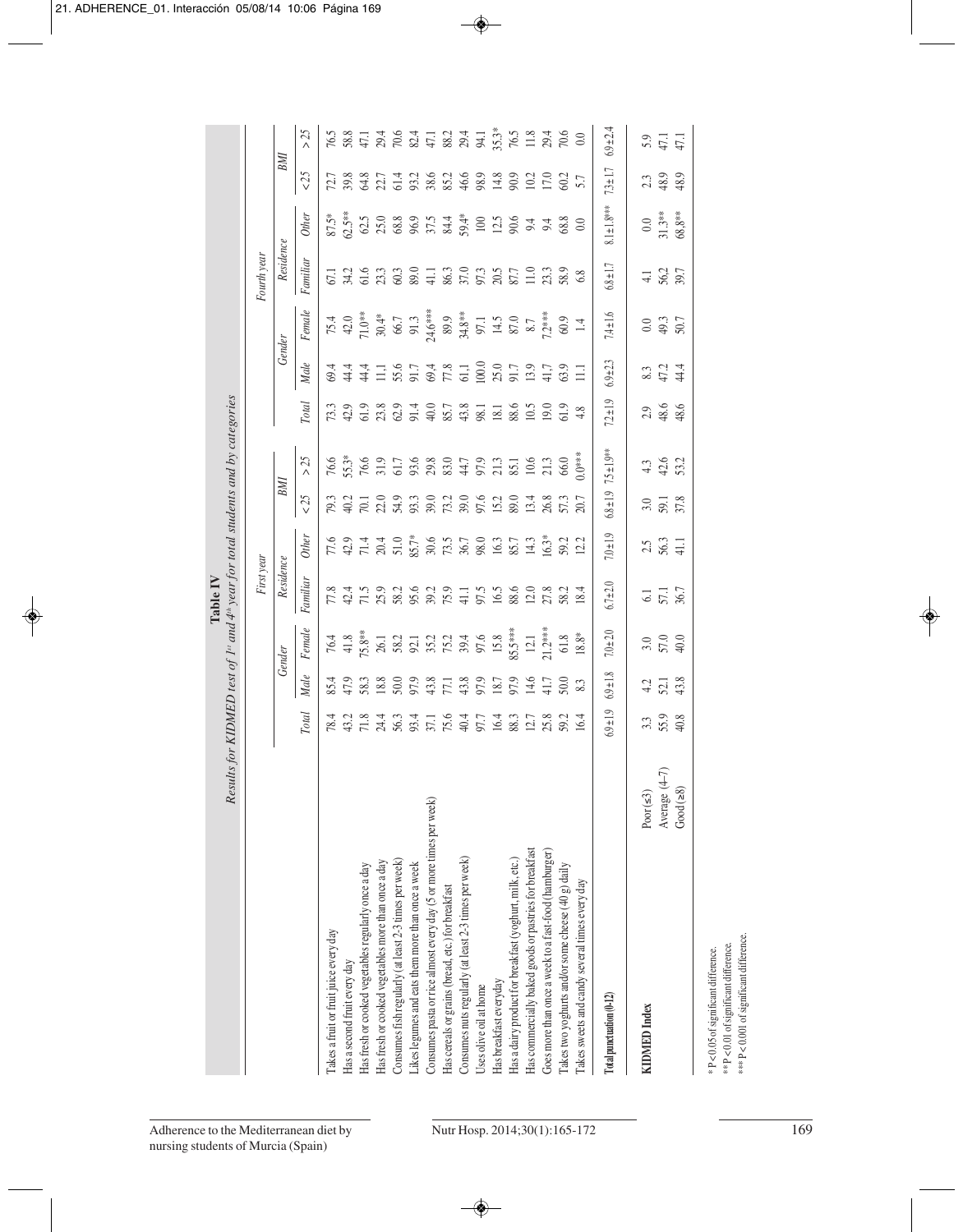**Table IV**
*Results for KIDMED test of 1st and 4th year for total students and by categories*

| | First year | | | | | | | Fourth year | | | | | | |
|---|---|---|---|---|---|---|---|---|---|---|---|---|---|---|
| | | Gender | | Residence | | BMI | | | Gender | | Residence | | BMI | |
| | Total | Male | Female | Familiar | Other | < 25 | > 25 | Total | Male | Female | Familiar | Other | < 25 | > 25 |
| Takes a fruit or fruit juice every day | 78.4 | 85.4 | 76.4 | 77.8 | 77.6 | 79.3 | 76.6 | 73.3 | 69.4 | 75.4 | 67.1 | 87.5* | 72.7 | 76.5 |
| Has a second fruit every day | 43.2 | 47.9 | 41.8 | 42.4 | 42.9 | 40.2 | 55.3* | 42.9 | 44.4 | 42.0 | 34.2 | 62.5** | 39.8 | 58.8 |
| Has fresh or cooked vegetables regularly once a day | 71.8 | 58.3 | 75.8** | 71.5 | 71.4 | 70.1 | 76.6 | 61.9 | 44.4 | 71.0** | 61.6 | 62.5 | 64.8 | 47.1 |
| Has fresh or cooked vegetables more than once a day | 24.4 | 18.8 | 26.1 | 25.9 | 20.4 | 22.0 | 31.9 | 23.8 | 11.1 | 30.4* | 23.3 | 25.0 | 22.7 | 29.4 |
| Consumes fish regularly (at least 2-3 times per week) | 56.3 | 50.0 | 58.2 | 58.2 | 51.0 | 54.9 | 61.7 | 62.9 | 55.6 | 66.7 | 60.3 | 68.8 | 61.4 | 70.6 |
| Likes legumes and eats them more than once a week | 93.4 | 97.9 | 92.1 | 95.6 | 85.7* | 93.3 | 93.6 | 91.4 | 91.7 | 91.3 | 89.0 | 96.9 | 93.2 | 82.4 |
| Consumes pasta or rice almost every day (5 or more times per week) | 37.1 | 43.8 | 35.2 | 39.2 | 30.6 | 39.0 | 29.8 | 40.0 | 69.4 | 24.6*** | 41.1 | 37.5 | 38.6 | 47.1 |
| Has cereals or grains (bread, etc.) for breakfast | 75.6 | 77.1 | 75.2 | 75.9 | 73.5 | 73.2 | 83.0 | 85.7 | 77.8 | 89.9 | 86.3 | 84.4 | 85.2 | 88.2 |
| Consumes nuts regularly (at least 2-3 times per week) | 40.4 | 43.8 | 39.4 | 41.1 | 36.7 | 39.0 | 44.7 | 43.8 | 61.1 | 34.8** | 37.0 | 59.4* | 46.6 | 29.4 |
| Uses olive oil at home | 97.7 | 97.9 | 97.6 | 97.5 | 98.0 | 97.6 | 97.9 | 98.1 | 100.0 | 97.1 | 97.3 | 100 | 98.9 | 94.1 |
| Has breakfast everyday | 16.4 | 18.7 | 15.8 | 16.5 | 16.3 | 15.2 | 21.3 | 18.1 | 25.0 | 14.5 | 20.5 | 12.5 | 14.8 | 35.3* |
| Has a dairy product for breakfast (yoghurt, milk, etc.) | 88.3 | 97.9 | 85.5*** | 88.6 | 85.7 | 89.0 | 85.1 | 88.6 | 91.7 | 87.0 | 87.7 | 90.6 | 90.9 | 76.5 |
| Has commercially baked goods or pastries for breakfast | 12.7 | 14.6 | 12.1 | 12.0 | 14.3 | 13.4 | 10.6 | 10.5 | 13.9 | 8.7 | 11.0 | 9.4 | 10.2 | 11.8 |
| Goes more than once a week to a fast-food (hamburger) | 25.8 | 41.7 | 21.2*** | 27.8 | 16.3* | 26.8 | 21.3 | 19.0 | 41.7 | 7.2*** | 23.3 | 9.4 | 17.0 | 29.4 |
| Takes two yoghurts and/or some cheese (40 g) daily | 59.2 | 50.0 | 61.8 | 58.2 | 59.2 | 57.3 | 66.0 | 61.9 | 63.9 | 60.9 | 58.9 | 68.8 | 60.2 | 70.6 |
| Takes sweets and candy several times every day | 16.4 | 8.3 | 18.8* | 18.4 | 12.2 | 20.7 | 0.0*** | 4.8 | 11.1 | 1.4 | 6.8 | 0.0 | 5.7 | 0.0 |
| **Total punctuation (0-12)** | 6.9±1.9 | 6.9±1.8 | 7.0±2.0 | 6.7±2.0 | 7.0±1.9 | 6.8±1.9 | 7.5±1.9** | 7.2±1.9 | 6.9±2.3 | 7.4±1.6 | 6.8±1.7 | 8.1±1.8*** | 7.3±1.7 | 6.9±2.4 |
| **KIDMED Index** Poor (≤3) | 3.3 | 4.2 | 3.0 | 6.1 | 2.5 | 3.0 | 4.3 | 2.9 | 8.3 | 0.0 | 4.1 | 0.0 | 2.3 | 5.9 |
| Average (4-7) | 55.9 | 52.1 | 57.0 | 57.1 | 56.3 | 59.1 | 42.6 | 48.6 | 47.2 | 49.3 | 56.2 | 31.3** | 48.9 | 47.1 |
| Good (≥8) | 40.8 | 43.8 | 40.0 | 36.7 | 41.1 | 37.8 | 53.2 | 48.6 | 44.4 | 50.7 | 39.7 | 68.8** | 48.9 | 47.1 |

\* $P < 0.05$ of significant difference.
\*\* $P < 0.01$ of significant difference.
\*\*\* $P < 0.001$ of significant difference.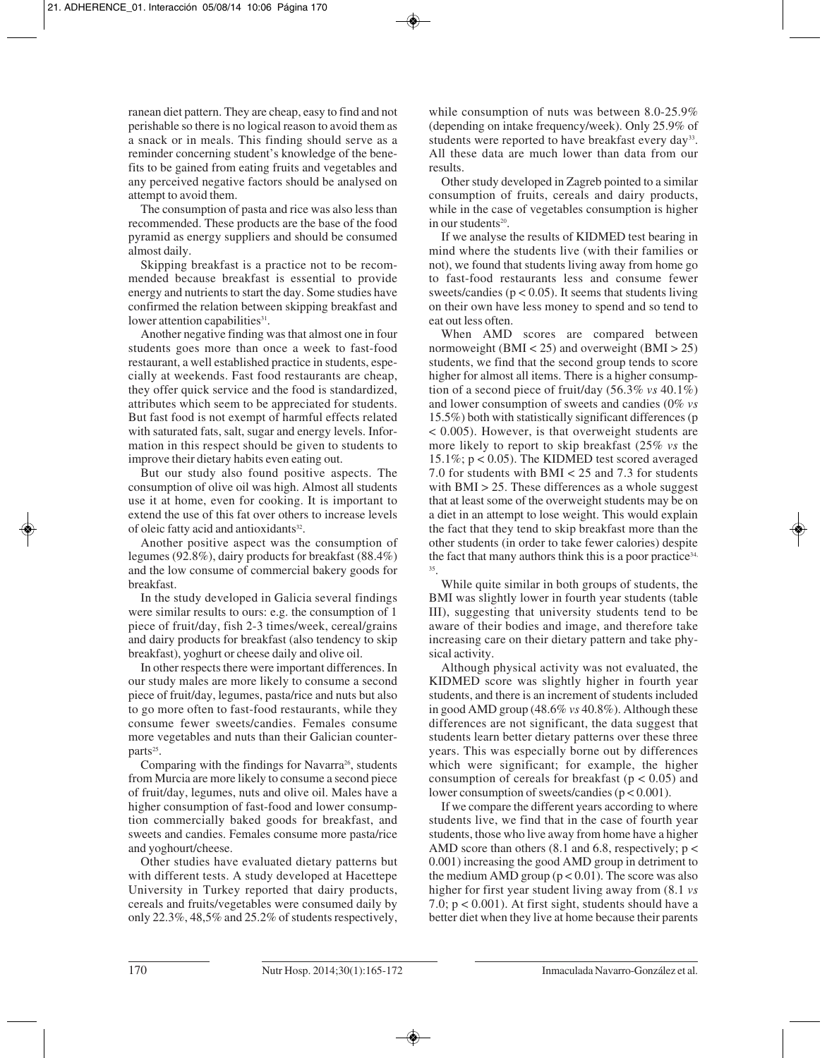ranean diet pattern. They are cheap, easy to find and not perishable so there is no logical reason to avoid them as a snack or in meals. This finding should serve as a reminder concerning student's knowledge of the benefits to be gained from eating fruits and vegetables and any perceived negative factors should be analysed on attempt to avoid them.

The consumption of pasta and rice was also less than recommended. These products are the base of the food pyramid as energy suppliers and should be consumed almost daily.

Skipping breakfast is a practice not to be recommended because breakfast is essential to provide energy and nutrients to start the day. Some studies have confirmed the relation between skipping breakfast and lower attention capabilities[31].

Another negative finding was that almost one in four students goes more than once a week to fast-food restaurant, a well established practice in students, especially at weekends. Fast food restaurants are cheap, they offer quick service and the food is standardized, attributes which seem to be appreciated for students. But fast food is not exempt of harmful effects related with saturated fats, salt, sugar and energy levels. Information in this respect should be given to students to improve their dietary habits even eating out.

But our study also found positive aspects. The consumption of olive oil was high. Almost all students use it at home, even for cooking. It is important to extend the use of this fat over others to increase levels of oleic fatty acid and antioxidants[32].

Another positive aspect was the consumption of legumes (92.8%), dairy products for breakfast (88.4%) and the low consume of commercial bakery goods for breakfast.

In the study developed in Galicia several findings were similar results to ours: e.g. the consumption of 1 piece of fruit/day, fish 2-3 times/week, cereal/grains and dairy products for breakfast (also tendency to skip breakfast), yoghurt or cheese daily and olive oil.

In other respects there were important differences. In our study males are more likely to consume a second piece of fruit/day, legumes, pasta/rice and nuts but also to go more often to fast-food restaurants, while they consume fewer sweets/candies. Females consume more vegetables and nuts than their Galician counterparts[25].

Comparing with the findings for Navarra[26], students from Murcia are more likely to consume a second piece of fruit/day, legumes, nuts and olive oil. Males have a higher consumption of fast-food and lower consumption commercially baked goods for breakfast, and sweets and candies. Females consume more pasta/rice and yoghourt/cheese.

Other studies have evaluated dietary patterns but with different tests. A study developed at Hacettepe University in Turkey reported that dairy products, cereals and fruits/vegetables were consumed daily by only 22.3%, 48,5% and 25.2% of students respectively, while consumption of nuts was between 8.0-25.9% (depending on intake frequency/week). Only 25.9% of students were reported to have breakfast every day[33]. All these data are much lower than data from our results.

Other study developed in Zagreb pointed to a similar consumption of fruits, cereals and dairy products, while in the case of vegetables consumption is higher in our students[20].

If we analyse the results of KIDMED test bearing in mind where the students live (with their families or not), we found that students living away from home go to fast-food restaurants less and consume fewer sweets/candies ($p < 0.05$). It seems that students living on their own have less money to spend and so tend to eat out less often.

When AMD scores are compared between normoweight (BMI < 25) and overweight (BMI > 25) students, we find that the second group tends to score higher for almost all items. There is a higher consumption of a second piece of fruit/day (56.3% *vs* 40.1%) and lower consumption of sweets and candies (0% *vs* 15.5%) both with statistically significant differences ($p < 0.005$). However, is that overweight students are more likely to report to skip breakfast (25% *vs* the 15.1%; $p < 0.05$). The KIDMED test scored averaged 7.0 for students with BMI < 25 and 7.3 for students with BMI > 25. These differences as a whole suggest that at least some of the overweight students may be on a diet in an attempt to lose weight. This would explain the fact that they tend to skip breakfast more than the other students (in order to take fewer calories) despite the fact that many authors think this is a poor practice[34,35].

While quite similar in both groups of students, the BMI was slightly lower in fourth year students (table III), suggesting that university students tend to be aware of their bodies and image, and therefore take increasing care on their dietary pattern and take physical activity.

Although physical activity was not evaluated, the KIDMED score was slightly higher in fourth year students, and there is an increment of students included in good AMD group (48.6% *vs* 40.8%). Although these differences are not significant, the data suggest that students learn better dietary patterns over these three years. This was especially borne out by differences which were significant; for example, the higher consumption of cereals for breakfast ($p < 0.05$) and lower consumption of sweets/candies ($p < 0.001$).

If we compare the different years according to where students live, we find that in the case of fourth year students, those who live away from home have a higher AMD score than others (8.1 and 6.8, respectively; $p < 0.001$) increasing the good AMD group in detriment to the medium AMD group ($p < 0.01$). The score was also higher for first year student living away from (8.1 *vs* 7.0; $p < 0.001$). At first sight, students should have a better diet when they live at home because their parents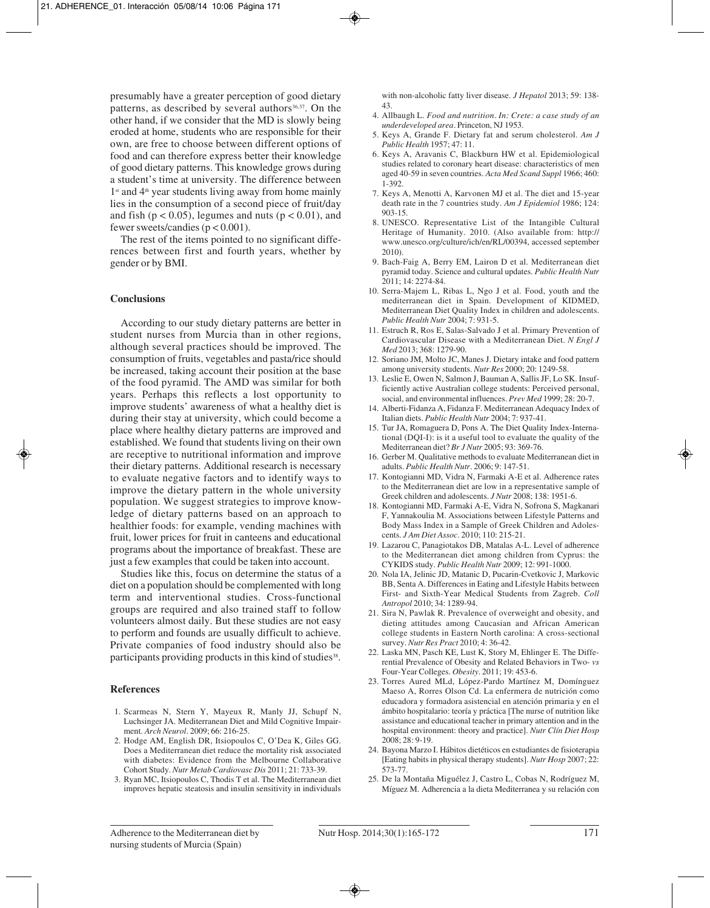presumably have a greater perception of good dietary patterns, as described by several authors[36,37]. On the other hand, if we consider that the MD is slowly being eroded at home, students who are responsible for their own, are free to choose between different options of food and can therefore express better their knowledge of good dietary patterns. This knowledge grows during a student's time at university. The difference between 1st and 4th year students living away from home mainly lies in the consumption of a second piece of fruit/day and fish ($p < 0.05$), legumes and nuts ($p < 0.01$), and fewer sweets/candies ($p < 0.001$).

The rest of the items pointed to no significant differences between first and fourth years, whether by gender or by BMI.

## Conclusions

According to our study dietary patterns are better in student nurses from Murcia than in other regions, although several practices should be improved. The consumption of fruits, vegetables and pasta/rice should be increased, taking account their position at the base of the food pyramid. The AMD was similar for both years. Perhaps this reflects a lost opportunity to improve students' awareness of what a healthy diet is during their stay at university, which could become a place where healthy dietary patterns are improved and established. We found that students living on their own are receptive to nutritional information and improve their dietary patterns. Additional research is necessary to evaluate negative factors and to identify ways to improve the dietary pattern in the whole university population. We suggest strategies to improve knowledge of dietary patterns based on an approach to healthier foods: for example, vending machines with fruit, lower prices for fruit in canteens and educational programs about the importance of breakfast. These are just a few examples that could be taken into account.

Studies like this, focus on determine the status of a diet on a population should be complemented with long term and interventional studies. Cross-functional groups are required and also trained staff to follow volunteers almost daily. But these studies are not easy to perform and founds are usually difficult to achieve. Private companies of food industry should also be participants providing products in this kind of studies[38].

## References

1. Scarmeas N, Stern Y, Mayeux R, Manly JJ, Schupf N, Luchsinger JA. Mediterranean Diet and Mild Cognitive Impairment. *Arch Neurol*. 2009; 66: 216-25.
2. Hodge AM, English DR, Itsiopoulos C, O'Dea K, Giles GG. Does a Mediterranean diet reduce the mortality risk associated with diabetes: Evidence from the Melbourne Collaborative Cohort Study. *Nutr Metab Cardiovasc Dis* 2011; 21: 733-39.
3. Ryan MC, Itsiopoulos C, Thodis T et al. The Mediterranean diet improves hepatic steatosis and insulin sensitivity in individuals with non-alcoholic fatty liver disease. *J Hepatol* 2013; 59: 138-43.
4. Allbaugh L. *Food and nutrition. In: Crete: a case study of an underdeveloped area*. Princeton, NJ 1953.
5. Keys A, Grande F. Dietary fat and serum cholesterol. *Am J Public Health* 1957; 47: 11.
6. Keys A, Aravanis C, Blackburn HW et al. Epidemiological studies related to coronary heart disease: characteristics of men aged 40-59 in seven countries. *Acta Med Scand Suppl* 1966; 460: 1-392.
7. Keys A, Menotti A, Karvonen MJ et al. The diet and 15-year death rate in the 7 countries study. *Am J Epidemiol* 1986; 124: 903-15.
8. UNESCO. Representative List of the Intangible Cultural Heritage of Humanity. 2010. (Also available from: http://www.unesco.org/culture/ich/en/RL/00394, accessed september 2010).
9. Bach-Faig A, Berry EM, Lairon D et al. Mediterranean diet pyramid today. Science and cultural updates. *Public Health Nutr* 2011; 14: 2274-84.
10. Serra-Majem L, Ribas L, Ngo J et al. Food, youth and the mediterranean diet in Spain. Development of KIDMED, Mediterranean Diet Quality Index in children and adolescents. *Public Health Nutr* 2004; 7: 931-5.
11. Estruch R, Ros E, Salas-Salvado J et al. Primary Prevention of Cardiovascular Disease with a Mediterranean Diet. *N Engl J Med* 2013; 368: 1279-90.
12. Soriano JM, Molto JC, Manes J. Dietary intake and food pattern among university students. *Nutr Res* 2000; 20: 1249-58.
13. Leslie E, Owen N, Salmon J, Bauman A, Sallis JF, Lo SK. Insufficiently active Australian college students: Perceived personal, social, and environmental influences. *Prev Med* 1999; 28: 20-7.
14. Alberti-Fidanza A, Fidanza F. Mediterranean Adequacy Index of Italian diets. *Public Health Nutr* 2004; 7: 937-41.
15. Tur JA, Romaguera D, Pons A. The Diet Quality Index-International (DQI-I): is it a useful tool to evaluate the quality of the Mediterranean diet? *Br J Nutr* 2005; 93: 369-76.
16. Gerber M. Qualitative methods to evaluate Mediterranean diet in adults. *Public Health Nutr*. 2006; 9: 147-51.
17. Kontogianni MD, Vidra N, Farmaki A-E et al. Adherence rates to the Mediterranean diet are low in a representative sample of Greek children and adolescents. *J Nutr* 2008; 138: 1951-6.
18. Kontogianni MD, Farmaki A-E, Vidra N, Sofrona S, Magkanari F, Yannakoulia M. Associations between Lifestyle Patterns and Body Mass Index in a Sample of Greek Children and Adolescents. *J Am Diet Assoc*. 2010; 110: 215-21.
19. Lazarou C, Panagiotakos DB, Matalas A-L. Level of adherence to the Mediterranean diet among children from Cyprus: the CYKIDS study. *Public Health Nutr* 2009; 12: 991-1000.
20. Nola IA, Jelinic JD, Matanic D, Pucarin-Cvetkovic J, Markovic BB, Senta A. Differences in Eating and Lifestyle Habits between First- and Sixth-Year Medical Students from Zagreb. *Coll Antropol* 2010; 34: 1289-94.
21. Sira N, Pawlak R. Prevalence of overweight and obesity, and dieting attitudes among Caucasian and African American college students in Eastern North carolina: A cross-sectional survey. *Nutr Res Pract* 2010; 4: 36-42.
22. Laska MN, Pasch KE, Lust K, Story M, Ehlinger E. The Differential Prevalence of Obesity and Related Behaviors in Two- *vs* Four-Year Colleges. *Obesity*. 2011; 19: 453-6.
23. Torres Aured MLd, López-Pardo Martínez M, Domínguez Maeso A, Rorres Olson Cd. La enfermera de nutrición como educadora y formadora asistencial en atención primaria y en el ámbito hospitalario: teoría y práctica [The nurse of nutrition like assistance and educational teacher in primary attention and in the hospital environment: theory and practice]. *Nutr Clín Diet Hosp* 2008; 28: 9-19.
24. Bayona Marzo I. Hábitos dietéticos en estudiantes de fisioterapia [Eating habits in physical therapy students]. *Nutr Hosp* 2007; 22: 573-77.
25. De la Montaña Miguélez J, Castro L, Cobas N, Rodríguez M, Míguez M. Adherencia a la dieta Mediterranea y su relación con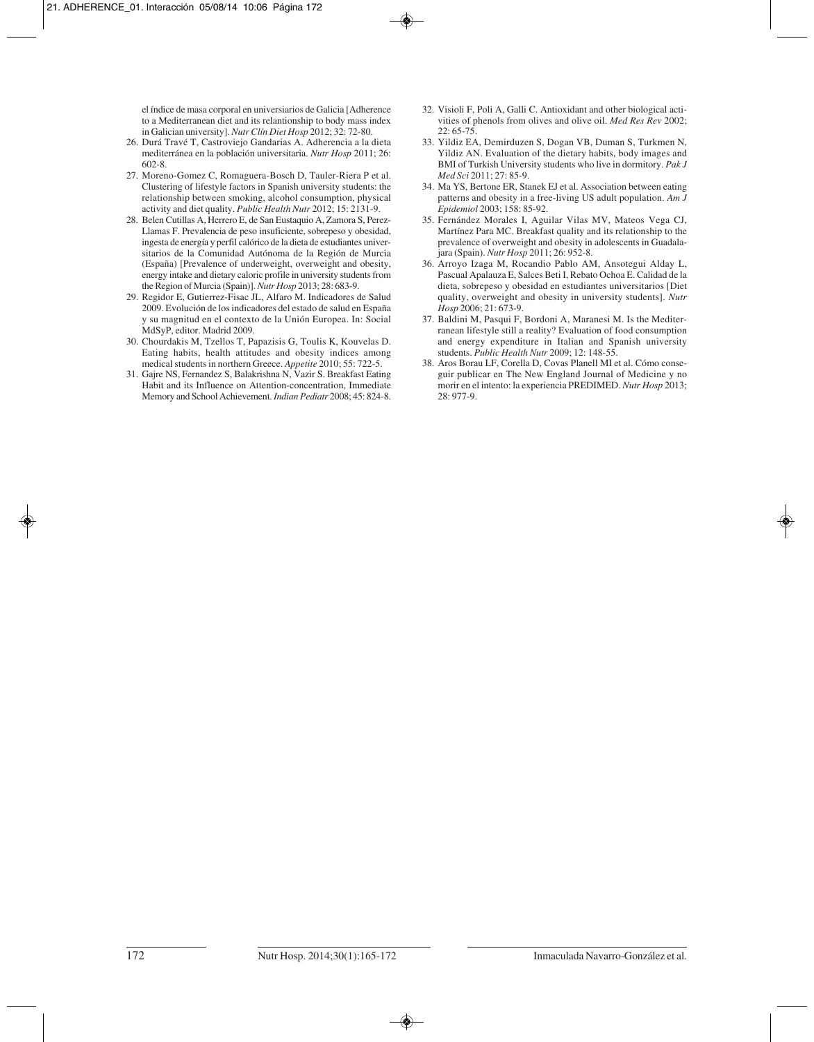el índice de masa corporal en universiarios de Galicia [Adherence to a Mediterranean diet and its relantionship to body mass index in Galician university]. *Nutr Clín Diet Hosp* 2012; 32: 72-80.

26. Durá Travé T, Castroviejo Gandarias A. Adherencia a la dieta mediterránea en la población universitaria. *Nutr Hosp* 2011; 26: 602-8.
27. Moreno-Gomez C, Romaguera-Bosch D, Tauler-Riera P et al. Clustering of lifestyle factors in Spanish university students: the relationship between smoking, alcohol consumption, physical activity and diet quality. *Public Health Nutr* 2012; 15: 2131-9.
28. Belen Cutillas A, Herrero E, de San Eustaquio A, Zamora S, Perez-Llamas F. Prevalencia de peso insuficiente, sobrepeso y obesidad, ingesta de energía y perfil calórico de la dieta de estudiantes universitarios de la Comunidad Autónoma de la Región de Murcia (España) [Prevalence of underweight, overweight and obesity, energy intake and dietary caloric profile in university students from the Region of Murcia (Spain)]. *Nutr Hosp* 2013; 28: 683-9.
29. Regidor E, Gutierrez-Fisac JL, Alfaro M. Indicadores de Salud 2009. Evolución de los indicadores del estado de salud en España y su magnitud en el contexto de la Unión Europea. In: Social MdSyP, editor. Madrid 2009.
30. Chourdakis M, Tzellos T, Papazisis G, Toulis K, Kouvelas D. Eating habits, health attitudes and obesity indices among medical students in northern Greece. *Appetite* 2010; 55: 722-5.
31. Gajre NS, Fernandez S, Balakrishna N, Vazir S. Breakfast Eating Habit and its Influence on Attention-concentration, Immediate Memory and School Achievement. *Indian Pediatr* 2008; 45: 824-8.
32. Visioli F, Poli A, Galli C. Antioxidant and other biological activities of phenols from olives and olive oil. *Med Res Rev* 2002; 22: 65-75.
33. Yildiz EA, Demirduzen S, Dogan VB, Duman S, Turkmen N, Yildiz AN. Evaluation of the dietary habits, body images and BMI of Turkish University students who live in dormitory. *Pak J Med Sci* 2011; 27: 85-9.
34. Ma YS, Bertone ER, Stanek EJ et al. Association between eating patterns and obesity in a free-living US adult population. *Am J Epidemiol* 2003; 158: 85-92.
35. Fernández Morales I, Aguilar Vilas MV, Mateos Vega CJ, Martínez Para MC. Breakfast quality and its relationship to the prevalence of overweight and obesity in adolescents in Guadalajara (Spain). *Nutr Hosp* 2011; 26: 952-8.
36. Arroyo Izaga M, Rocandio Pablo AM, Ansotegui Alday L, Pascual Apalauza E, Salces Beti I, Rebato Ochoa E. Calidad de la dieta, sobrepeso y obesidad en estudiantes universitarios [Diet quality, overweight and obesity in university students]. *Nutr Hosp* 2006; 21: 673-9.
37. Baldini M, Pasqui F, Bordoni A, Maranesi M. Is the Mediterranean lifestyle still a reality? Evaluation of food consumption and energy expenditure in Italian and Spanish university students. *Public Health Nutr* 2009; 12: 148-55.
38. Aros Borau LF, Corella D, Covas Planell MI et al. Cómo conseguir publicar en The New England Journal of Medicine y no morir en el intento: la experiencia PREDIMED. *Nutr Hosp* 2013; 28: 977-9.